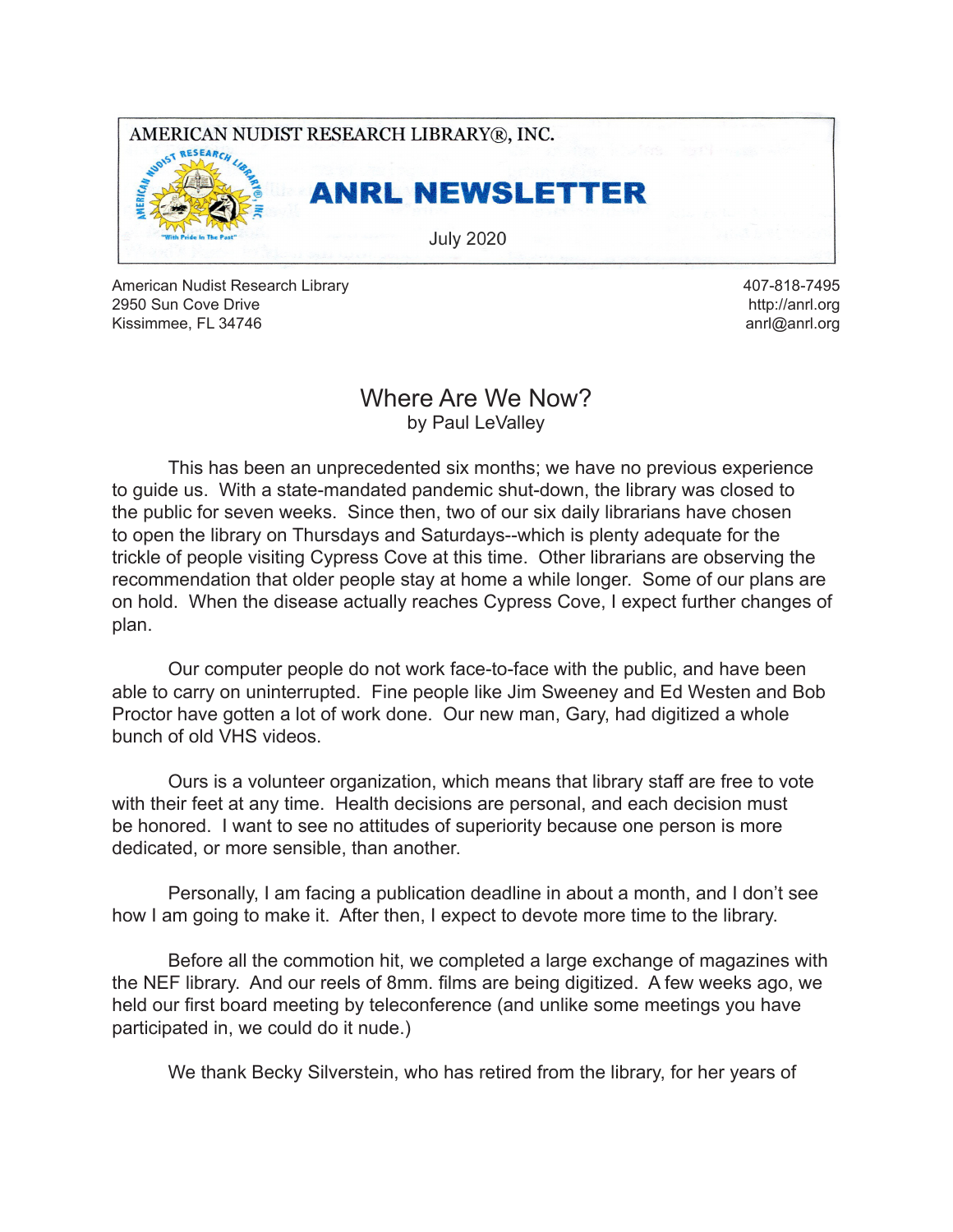AMERICAN NUDIST RESEARCH LIBRARY®, INC.

# ANRL NEWSLETTER

July 2020

American Nudist Research Library
2950 Sun Cove Drive
Kissimmee, FL 34746

407-818-7495
http://anrl.org
anrl@anrl.org

## Where Are We Now?

by Paul LeValley

This has been an unprecedented six months; we have no previous experience to guide us. With a state-mandated pandemic shut-down, the library was closed to the public for seven weeks. Since then, two of our six daily librarians have chosen to open the library on Thursdays and Saturdays--which is plenty adequate for the trickle of people visiting Cypress Cove at this time. Other librarians are observing the recommendation that older people stay at home a while longer. Some of our plans are on hold. When the disease actually reaches Cypress Cove, I expect further changes of plan.

Our computer people do not work face-to-face with the public, and have been able to carry on uninterrupted. Fine people like Jim Sweeney and Ed Westen and Bob Proctor have gotten a lot of work done. Our new man, Gary, had digitized a whole bunch of old VHS videos.

Ours is a volunteer organization, which means that library staff are free to vote with their feet at any time. Health decisions are personal, and each decision must be honored. I want to see no attitudes of superiority because one person is more dedicated, or more sensible, than another.

Personally, I am facing a publication deadline in about a month, and I don't see how I am going to make it. After then, I expect to devote more time to the library.

Before all the commotion hit, we completed a large exchange of magazines with the NEF library. And our reels of 8mm. films are being digitized. A few weeks ago, we held our first board meeting by teleconference (and unlike some meetings you have participated in, we could do it nude.)

We thank Becky Silverstein, who has retired from the library, for her years of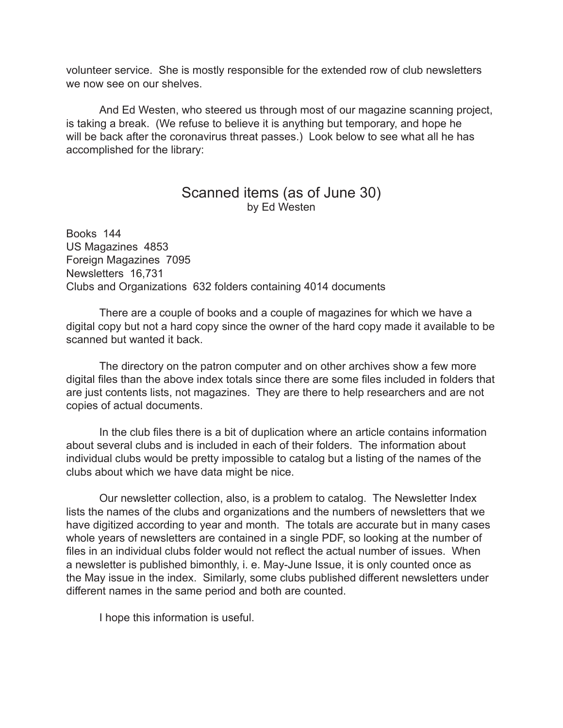volunteer service. She is mostly responsible for the extended row of club newsletters we now see on our shelves.

And Ed Westen, who steered us through most of our magazine scanning project, is taking a break. (We refuse to believe it is anything but temporary, and hope he will be back after the coronavirus threat passes.) Look below to see what all he has accomplished for the library:

## Scanned items (as of June 30)

by Ed Westen

Books 144
US Magazines 4853
Foreign Magazines 7095
Newsletters 16,731
Clubs and Organizations 632 folders containing 4014 documents

There are a couple of books and a couple of magazines for which we have a digital copy but not a hard copy since the owner of the hard copy made it available to be scanned but wanted it back.

The directory on the patron computer and on other archives show a few more digital files than the above index totals since there are some files included in folders that are just contents lists, not magazines. They are there to help researchers and are not copies of actual documents.

In the club files there is a bit of duplication where an article contains information about several clubs and is included in each of their folders. The information about individual clubs would be pretty impossible to catalog but a listing of the names of the clubs about which we have data might be nice.

Our newsletter collection, also, is a problem to catalog. The Newsletter Index lists the names of the clubs and organizations and the numbers of newsletters that we have digitized according to year and month. The totals are accurate but in many cases whole years of newsletters are contained in a single PDF, so looking at the number of files in an individual clubs folder would not reflect the actual number of issues. When a newsletter is published bimonthly, i. e. May-June Issue, it is only counted once as the May issue in the index. Similarly, some clubs published different newsletters under different names in the same period and both are counted.

I hope this information is useful.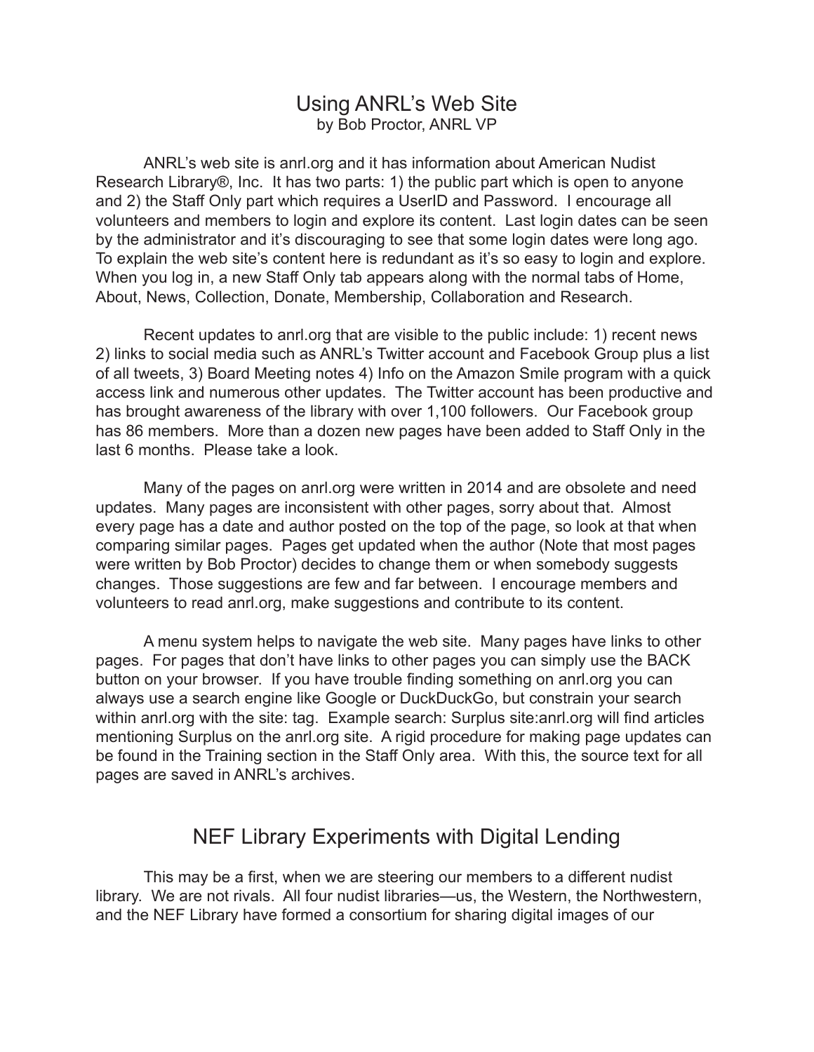## Using ANRL's Web Site

by Bob Proctor, ANRL VP

ANRL's web site is anrl.org and it has information about American Nudist Research Library®, Inc. It has two parts: 1) the public part which is open to anyone and 2) the Staff Only part which requires a UserID and Password. I encourage all volunteers and members to login and explore its content. Last login dates can be seen by the administrator and it's discouraging to see that some login dates were long ago. To explain the web site's content here is redundant as it's so easy to login and explore. When you log in, a new Staff Only tab appears along with the normal tabs of Home, About, News, Collection, Donate, Membership, Collaboration and Research.

Recent updates to anrl.org that are visible to the public include: 1) recent news 2) links to social media such as ANRL's Twitter account and Facebook Group plus a list of all tweets, 3) Board Meeting notes 4) Info on the Amazon Smile program with a quick access link and numerous other updates. The Twitter account has been productive and has brought awareness of the library with over 1,100 followers. Our Facebook group has 86 members. More than a dozen new pages have been added to Staff Only in the last 6 months. Please take a look.

Many of the pages on anrl.org were written in 2014 and are obsolete and need updates. Many pages are inconsistent with other pages, sorry about that. Almost every page has a date and author posted on the top of the page, so look at that when comparing similar pages. Pages get updated when the author (Note that most pages were written by Bob Proctor) decides to change them or when somebody suggests changes. Those suggestions are few and far between. I encourage members and volunteers to read anrl.org, make suggestions and contribute to its content.

A menu system helps to navigate the web site. Many pages have links to other pages. For pages that don't have links to other pages you can simply use the BACK button on your browser. If you have trouble finding something on anrl.org you can always use a search engine like Google or DuckDuckGo, but constrain your search within anrl.org with the site: tag. Example search: Surplus site:anrl.org will find articles mentioning Surplus on the anrl.org site. A rigid procedure for making page updates can be found in the Training section in the Staff Only area. With this, the source text for all pages are saved in ANRL's archives.

## NEF Library Experiments with Digital Lending

This may be a first, when we are steering our members to a different nudist library. We are not rivals. All four nudist libraries—us, the Western, the Northwestern, and the NEF Library have formed a consortium for sharing digital images of our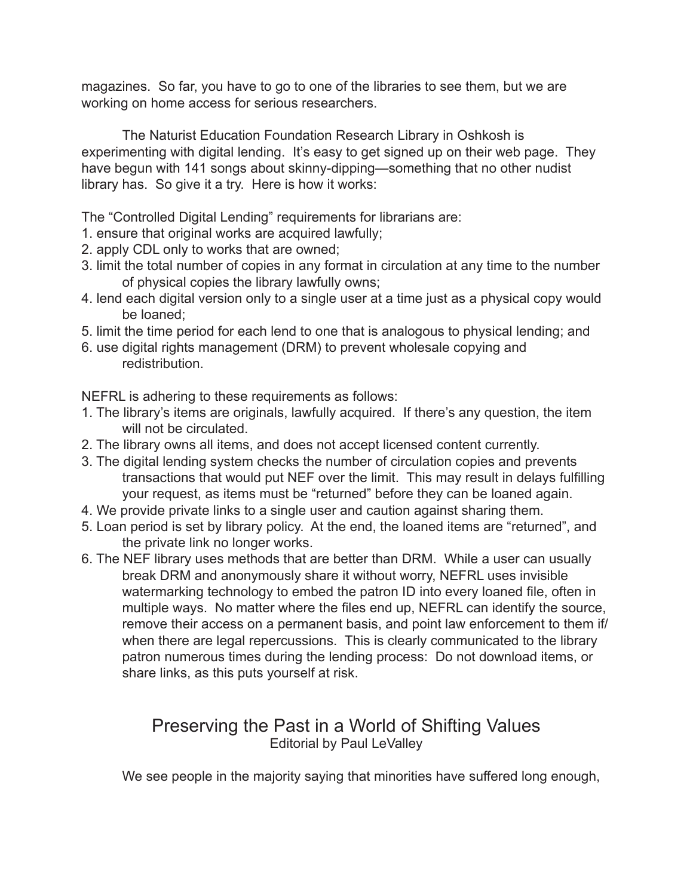magazines. So far, you have to go to one of the libraries to see them, but we are working on home access for serious researchers.

The Naturist Education Foundation Research Library in Oshkosh is experimenting with digital lending. It's easy to get signed up on their web page. They have begun with 141 songs about skinny-dipping—something that no other nudist library has. So give it a try. Here is how it works:

The "Controlled Digital Lending" requirements for librarians are:

1. ensure that original works are acquired lawfully;
2. apply CDL only to works that are owned;
3. limit the total number of copies in any format in circulation at any time to the number of physical copies the library lawfully owns;
4. lend each digital version only to a single user at a time just as a physical copy would be loaned;
5. limit the time period for each lend to one that is analogous to physical lending; and
6. use digital rights management (DRM) to prevent wholesale copying and redistribution.

NEFRL is adhering to these requirements as follows:

1. The library's items are originals, lawfully acquired. If there's any question, the item will not be circulated.
2. The library owns all items, and does not accept licensed content currently.
3. The digital lending system checks the number of circulation copies and prevents transactions that would put NEF over the limit. This may result in delays fulfilling your request, as items must be "returned" before they can be loaned again.
4. We provide private links to a single user and caution against sharing them.
5. Loan period is set by library policy. At the end, the loaned items are "returned", and the private link no longer works.
6. The NEF library uses methods that are better than DRM. While a user can usually break DRM and anonymously share it without worry, NEFRL uses invisible watermarking technology to embed the patron ID into every loaned file, often in multiple ways. No matter where the files end up, NEFRL can identify the source, remove their access on a permanent basis, and point law enforcement to them if/when there are legal repercussions. This is clearly communicated to the library patron numerous times during the lending process: Do not download items, or share links, as this puts yourself at risk.

## Preserving the Past in a World of Shifting Values

Editorial by Paul LeValley

We see people in the majority saying that minorities have suffered long enough,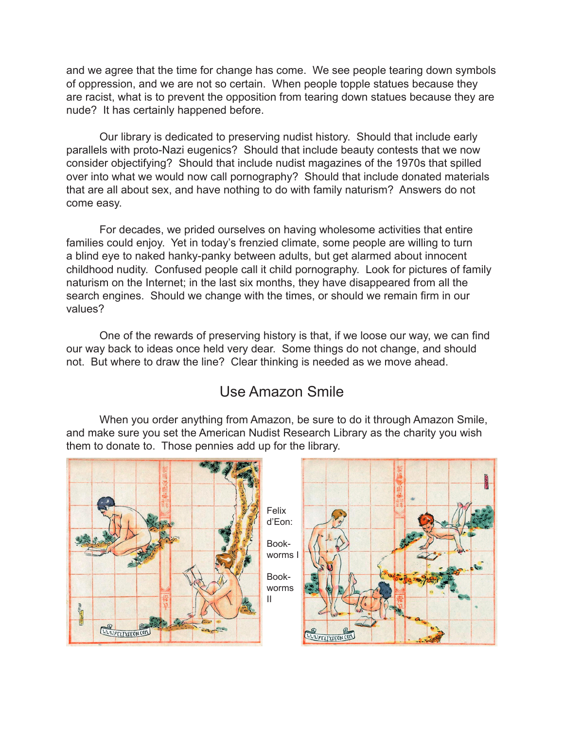and we agree that the time for change has come. We see people tearing down symbols of oppression, and we are not so certain. When people topple statues because they are racist, what is to prevent the opposition from tearing down statues because they are nude? It has certainly happened before.

Our library is dedicated to preserving nudist history. Should that include early parallels with proto-Nazi eugenics? Should that include beauty contests that we now consider objectifying? Should that include nudist magazines of the 1970s that spilled over into what we would now call pornography? Should that include donated materials that are all about sex, and have nothing to do with family naturism? Answers do not come easy.

For decades, we prided ourselves on having wholesome activities that entire families could enjoy. Yet in today's frenzied climate, some people are willing to turn a blind eye to naked hanky-panky between adults, but get alarmed about innocent childhood nudity. Confused people call it child pornography. Look for pictures of family naturism on the Internet; in the last six months, they have disappeared from all the search engines. Should we change with the times, or should we remain firm in our values?

One of the rewards of preserving history is that, if we loose our way, we can find our way back to ideas once held very dear. Some things do not change, and should not. But where to draw the line? Clear thinking is needed as we move ahead.

## Use Amazon Smile

When you order anything from Amazon, be sure to do it through Amazon Smile, and make sure you set the American Nudist Research Library as the charity you wish them to donate to. Those pennies add up for the library.

Felix d'Eon:

Bookworms I

Bookworms II